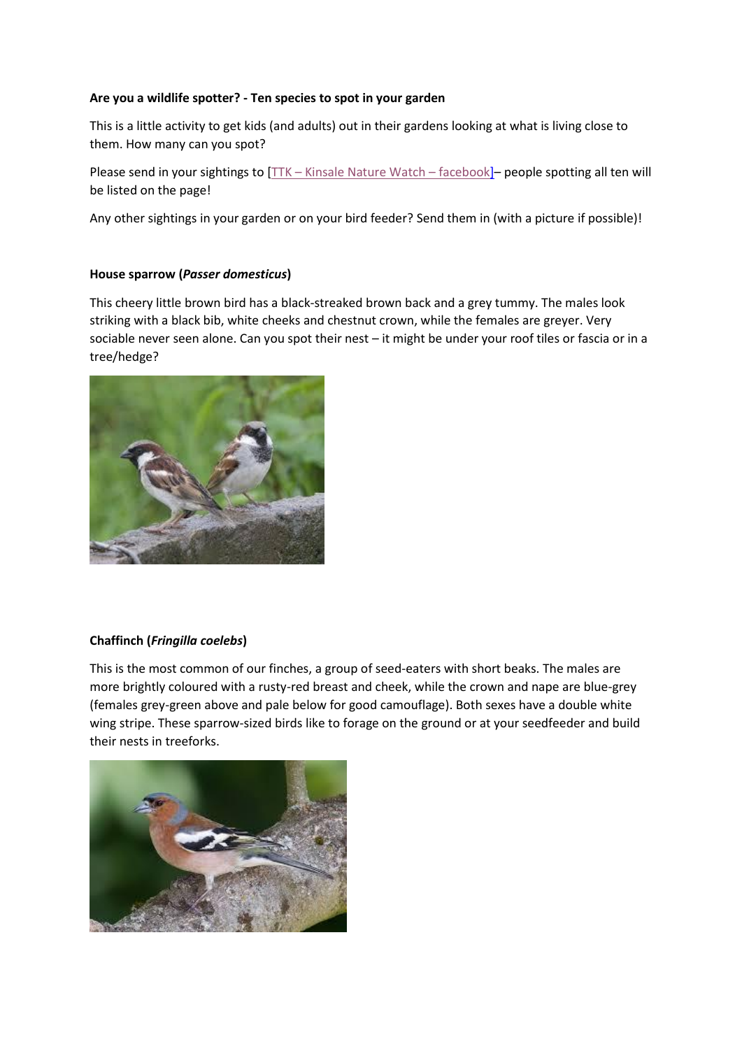**Are you a wildlife spotter? - Ten species to spot in your garden**

This is a little activity to get kids (and adults) out in their gardens looking at what is living close to them. How many can you spot?

Please send in your sightings to [TTK – Kinsale Nature Watch – facebook]– people spotting all ten will be listed on the page!

Any other sightings in your garden or on your bird feeder? Send them in (with a picture if possible)!

**House sparrow (*Passer domesticus*)**

This cheery little brown bird has a black-streaked brown back and a grey tummy. The males look striking with a black bib, white cheeks and chestnut crown, while the females are greyer. Very sociable never seen alone. Can you spot their nest – it might be under your roof tiles or fascia or in a tree/hedge?

**Chaffinch (*Fringilla coelebs*)**

This is the most common of our finches, a group of seed-eaters with short beaks. The males are more brightly coloured with a rusty-red breast and cheek, while the crown and nape are blue-grey (females grey-green above and pale below for good camouflage). Both sexes have a double white wing stripe. These sparrow-sized birds like to forage on the ground or at your seedfeeder and build their nests in treeforks.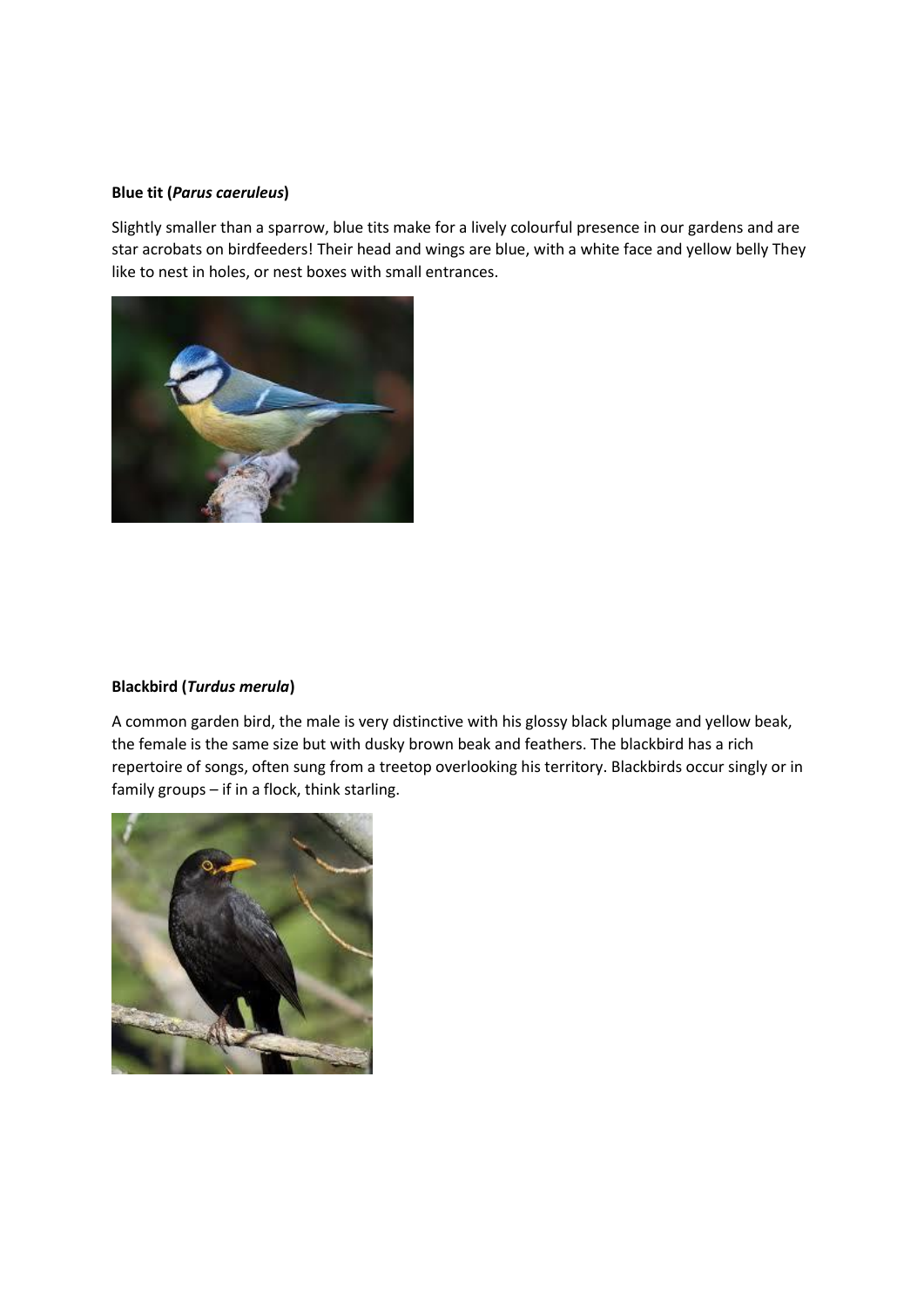**Blue tit (*Parus caeruleus*)**

Slightly smaller than a sparrow, blue tits make for a lively colourful presence in our gardens and are star acrobats on birdfeeders! Their head and wings are blue, with a white face and yellow belly They like to nest in holes, or nest boxes with small entrances.

**Blackbird (*Turdus merula*)**

A common garden bird, the male is very distinctive with his glossy black plumage and yellow beak, the female is the same size but with dusky brown beak and feathers. The blackbird has a rich repertoire of songs, often sung from a treetop overlooking his territory. Blackbirds occur singly or in family groups – if in a flock, think starling.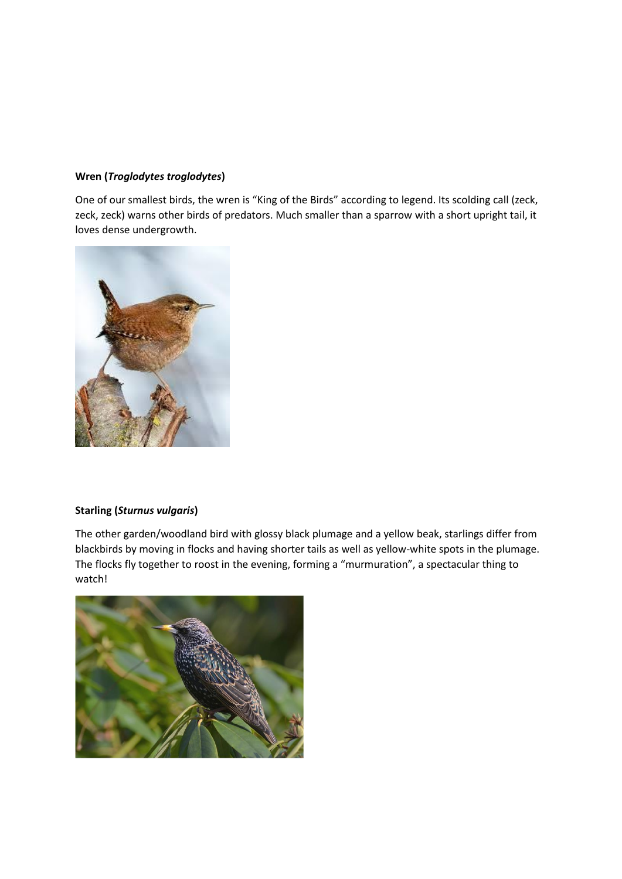**Wren (*Troglodytes troglodytes*)**

One of our smallest birds, the wren is "King of the Birds" according to legend. Its scolding call (zeck, zeck, zeck) warns other birds of predators. Much smaller than a sparrow with a short upright tail, it loves dense undergrowth.

**Starling (*Sturnus vulgaris*)**

The other garden/woodland bird with glossy black plumage and a yellow beak, starlings differ from blackbirds by moving in flocks and having shorter tails as well as yellow-white spots in the plumage. The flocks fly together to roost in the evening, forming a "murmuration", a spectacular thing to watch!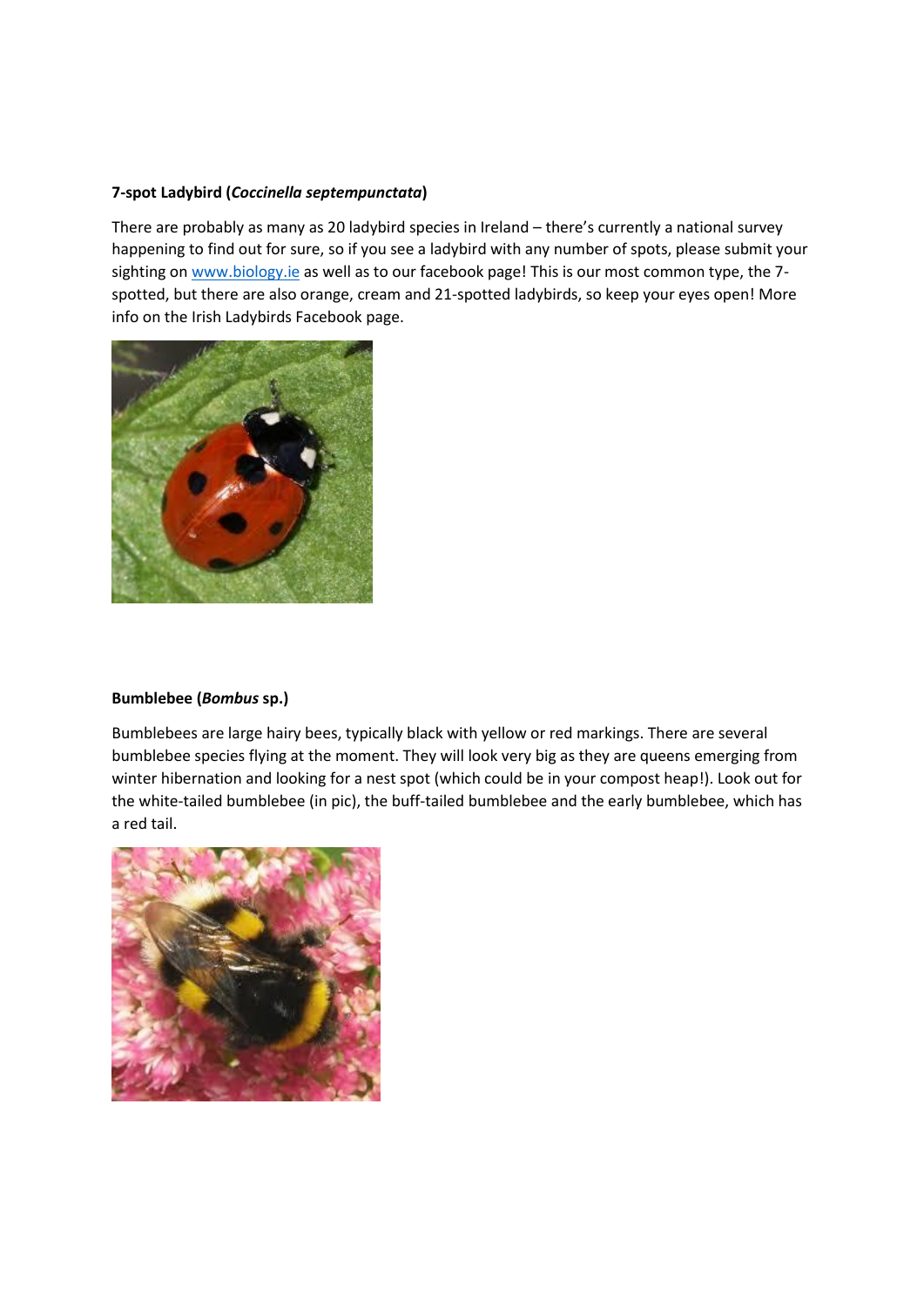**7-spot Ladybird (*Coccinella septempunctata*)**

There are probably as many as 20 ladybird species in Ireland – there's currently a national survey happening to find out for sure, so if you see a ladybird with any number of spots, please submit your sighting on www.biology.ie as well as to our facebook page! This is our most common type, the 7-spotted, but there are also orange, cream and 21-spotted ladybirds, so keep your eyes open! More info on the Irish Ladybirds Facebook page.

**Bumblebee (*Bombus* sp.)**

Bumblebees are large hairy bees, typically black with yellow or red markings. There are several bumblebee species flying at the moment. They will look very big as they are queens emerging from winter hibernation and looking for a nest spot (which could be in your compost heap!). Look out for the white-tailed bumblebee (in pic), the buff-tailed bumblebee and the early bumblebee, which has a red tail.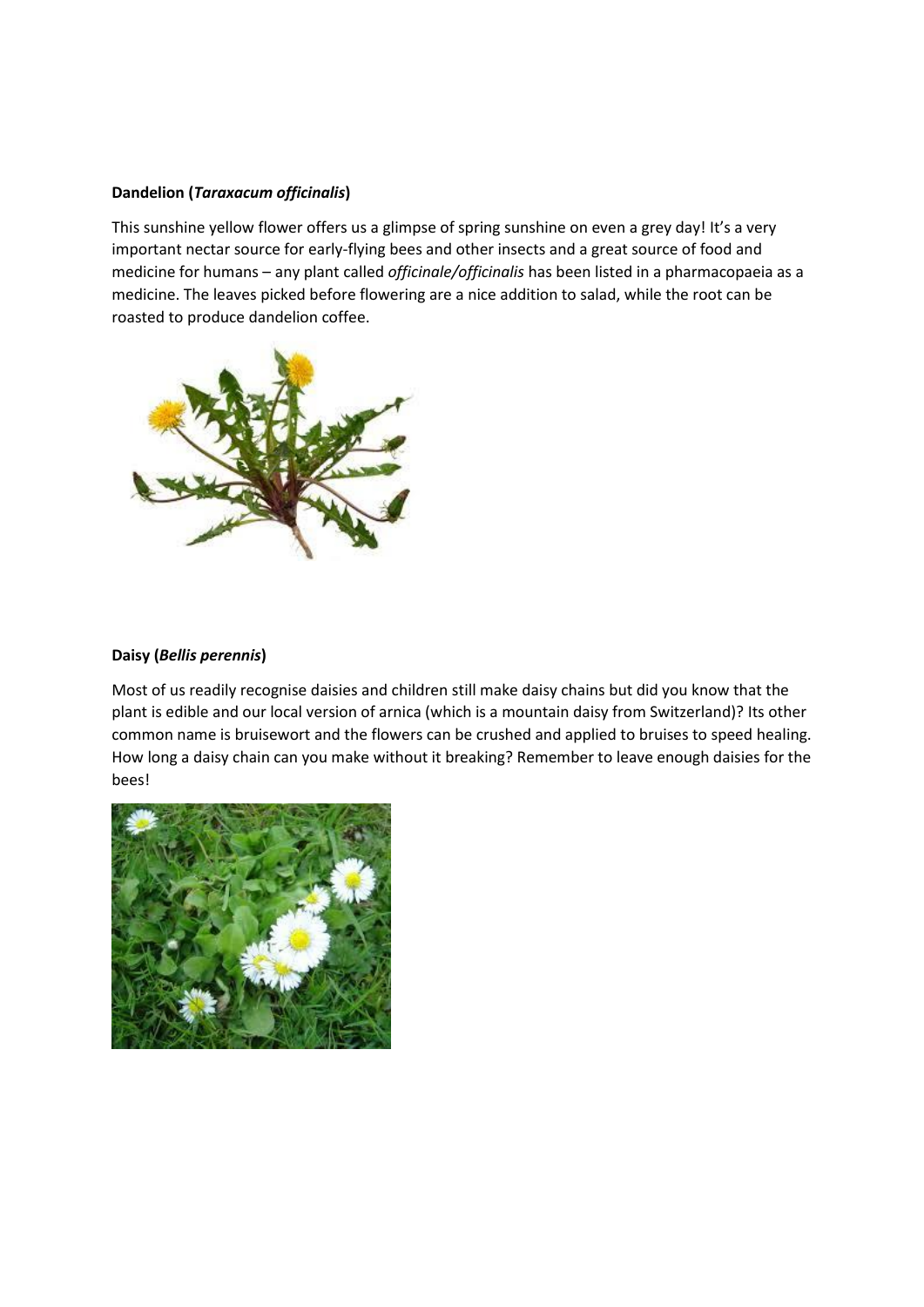**Dandelion (*Taraxacum officinalis*)**

This sunshine yellow flower offers us a glimpse of spring sunshine on even a grey day! It's a very important nectar source for early-flying bees and other insects and a great source of food and medicine for humans – any plant called *officinale/officinalis* has been listed in a pharmacopaeia as a medicine. The leaves picked before flowering are a nice addition to salad, while the root can be roasted to produce dandelion coffee.

**Daisy (*Bellis perennis*)**

Most of us readily recognise daisies and children still make daisy chains but did you know that the plant is edible and our local version of arnica (which is a mountain daisy from Switzerland)? Its other common name is bruisewort and the flowers can be crushed and applied to bruises to speed healing. How long a daisy chain can you make without it breaking? Remember to leave enough daisies for the bees!